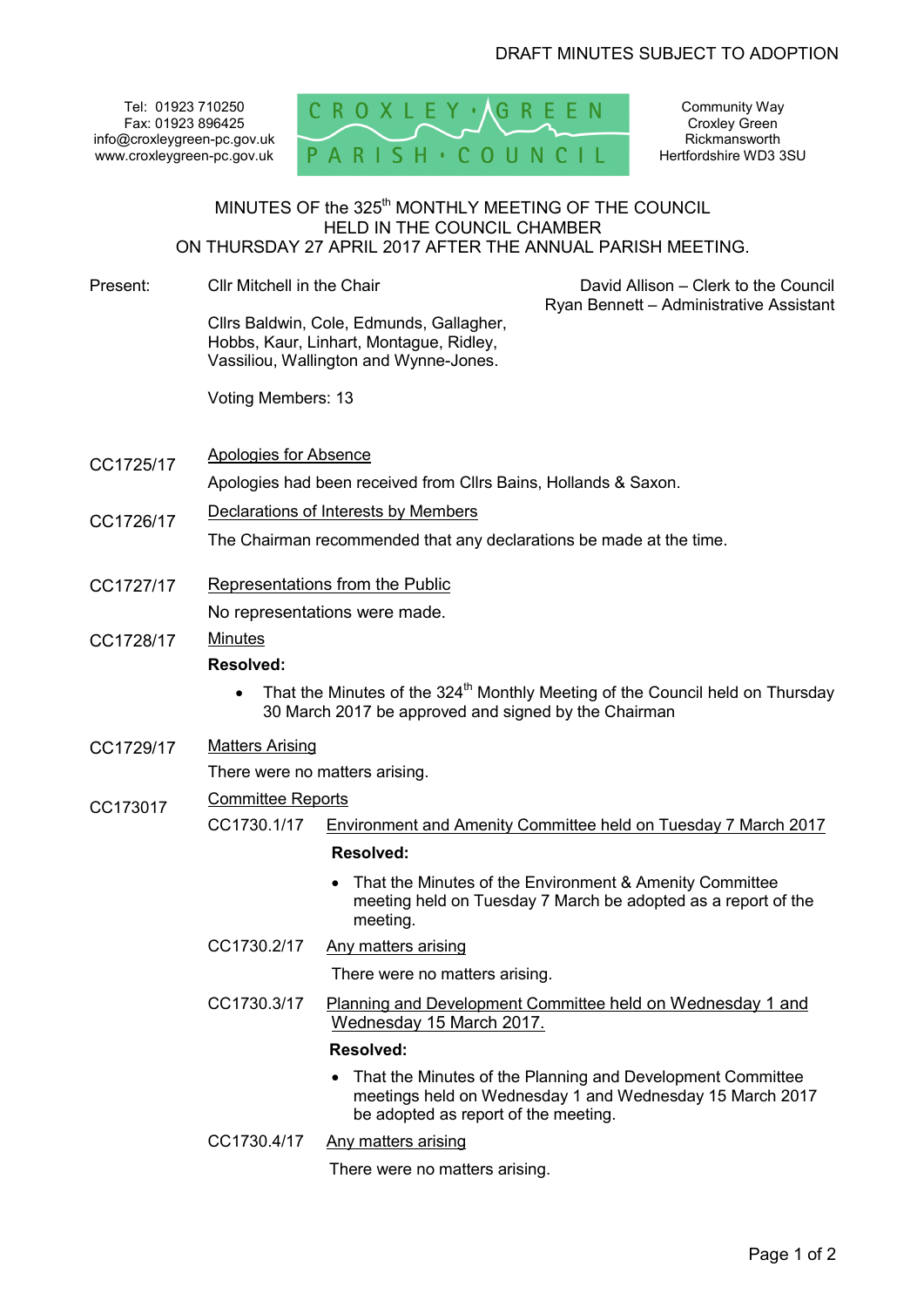DRAFT MINUTES SUBJECT TO ADOPTION

Tel: 01923 710250
Fax: 01923 896425
info@croxleygreen-pc.gov.uk
www.croxleygreen-pc.gov.uk

CROXLEY GREEN PARISH COUNCIL

Community Way
Croxley Green
Rickmansworth
Hertfordshire WD3 3SU

# MINUTES OF the 325th MONTHLY MEETING OF THE COUNCIL HELD IN THE COUNCIL CHAMBER ON THURSDAY 27 APRIL 2017 AFTER THE ANNUAL PARISH MEETING.

**Present:** Cllr Mitchell in the Chair

Cllrs Baldwin, Cole, Edmunds, Gallagher, Hobbs, Kaur, Linhart, Montague, Ridley, Vassiliou, Wallington and Wynne-Jones.

Voting Members: 13

David Allison – Clerk to the Council
Ryan Bennett – Administrative Assistant

**CC1725/17 Apologies for Absence**

Apologies had been received from Cllrs Bains, Hollands & Saxon.

**CC1726/17 Declarations of Interests by Members**

The Chairman recommended that any declarations be made at the time.

**CC1727/17 Representations from the Public**

No representations were made.

**CC1728/17 Minutes**

**Resolved:**

- That the Minutes of the 324th Monthly Meeting of the Council held on Thursday 30 March 2017 be approved and signed by the Chairman

**CC1729/17 Matters Arising**

There were no matters arising.

**CC173017 Committee Reports**

CC1730.1/17 Environment and Amenity Committee held on Tuesday 7 March 2017

**Resolved:**

- That the Minutes of the Environment & Amenity Committee meeting held on Tuesday 7 March be adopted as a report of the meeting.

CC1730.2/17 Any matters arising

There were no matters arising.

CC1730.3/17 Planning and Development Committee held on Wednesday 1 and Wednesday 15 March 2017.

**Resolved:**

- That the Minutes of the Planning and Development Committee meetings held on Wednesday 1 and Wednesday 15 March 2017 be adopted as report of the meeting.

CC1730.4/17 Any matters arising

There were no matters arising.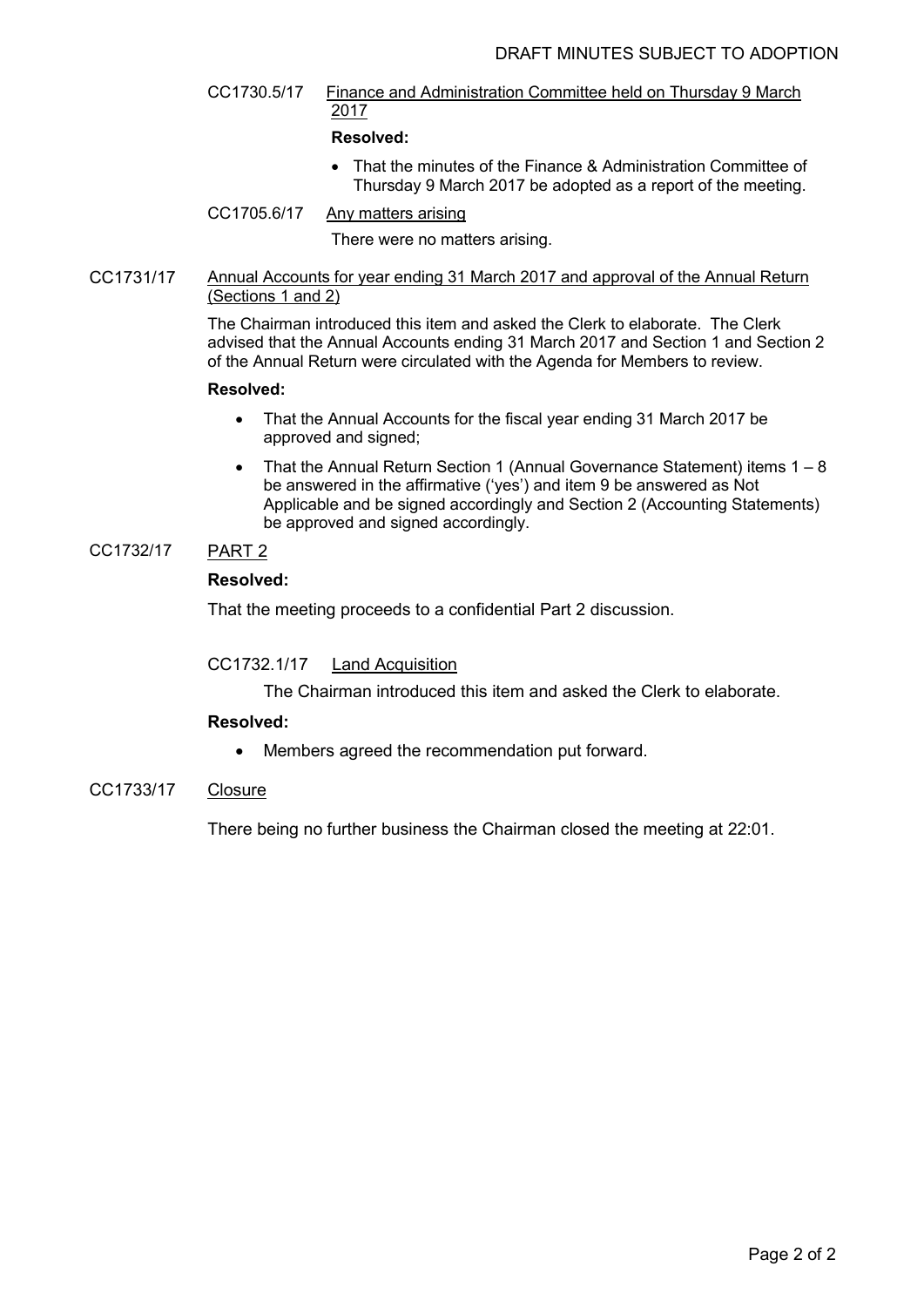DRAFT MINUTES SUBJECT TO ADOPTION

CC1730.5/17 Finance and Administration Committee held on Thursday 9 March 2017

**Resolved:**

- That the minutes of the Finance & Administration Committee of Thursday 9 March 2017 be adopted as a report of the meeting.

CC1705.6/17 Any matters arising

There were no matters arising.

CC1731/17 Annual Accounts for year ending 31 March 2017 and approval of the Annual Return (Sections 1 and 2)

The Chairman introduced this item and asked the Clerk to elaborate. The Clerk advised that the Annual Accounts ending 31 March 2017 and Section 1 and Section 2 of the Annual Return were circulated with the Agenda for Members to review.

**Resolved:**

- That the Annual Accounts for the fiscal year ending 31 March 2017 be approved and signed;
- That the Annual Return Section 1 (Annual Governance Statement) items 1 – 8 be answered in the affirmative ('yes') and item 9 be answered as Not Applicable and be signed accordingly and Section 2 (Accounting Statements) be approved and signed accordingly.

CC1732/17 PART 2

**Resolved:**

That the meeting proceeds to a confidential Part 2 discussion.

CC1732.1/17 Land Acquisition

The Chairman introduced this item and asked the Clerk to elaborate.

**Resolved:**

- Members agreed the recommendation put forward.

CC1733/17 Closure

There being no further business the Chairman closed the meeting at 22:01.